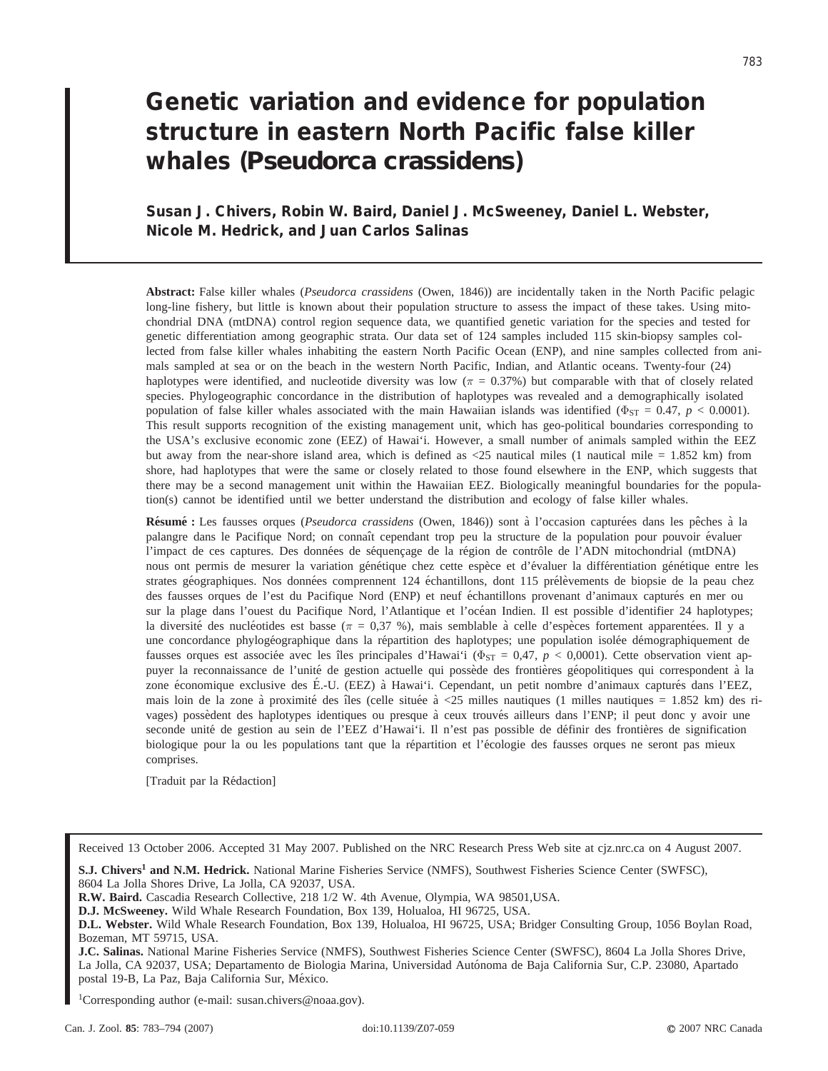# Genetic variation and evidence for population structure in eastern North Pacific false killer whales (*Pseudorca crassidens*)

**Susan J. Chivers, Robin W. Baird, Daniel J. McSweeney, Daniel L. Webster, Nicole M. Hedrick, and Juan Carlos Salinas**

**Abstract:** False killer whales (*Pseudorca crassidens* (Owen, 1846)) are incidentally taken in the North Pacific pelagic long-line fishery, but little is known about their population structure to assess the impact of these takes. Using mitochondrial DNA (mtDNA) control region sequence data, we quantified genetic variation for the species and tested for genetic differentiation among geographic strata. Our data set of 124 samples included 115 skin-biopsy samples collected from false killer whales inhabiting the eastern North Pacific Ocean (ENP), and nine samples collected from animals sampled at sea or on the beach in the western North Pacific, Indian, and Atlantic oceans. Twenty-four (24) haplotypes were identified, and nucleotide diversity was low ($\pi$ = 0.37%) but comparable with that of closely related species. Phylogeographic concordance in the distribution of haplotypes was revealed and a demographically isolated population of false killer whales associated with the main Hawaiian islands was identified ($\Phi_{ST}$ = 0.47, $p$ < 0.0001). This result supports recognition of the existing management unit, which has geo-political boundaries corresponding to the USA's exclusive economic zone (EEZ) of Hawai'i. However, a small number of animals sampled within the EEZ but away from the near-shore island area, which is defined as <25 nautical miles (1 nautical mile = 1.852 km) from shore, had haplotypes that were the same or closely related to those found elsewhere in the ENP, which suggests that there may be a second management unit within the Hawaiian EEZ. Biologically meaningful boundaries for the population(s) cannot be identified until we better understand the distribution and ecology of false killer whales.

**Résumé :** Les fausses orques (*Pseudorca crassidens* (Owen, 1846)) sont à l'occasion capturées dans les pêches à la palangre dans le Pacifique Nord; on connaît cependant trop peu la structure de la population pour pouvoir évaluer l'impact de ces captures. Des données de séquençage de la région de contrôle de l'ADN mitochondrial (mtDNA) nous ont permis de mesurer la variation génétique chez cette espèce et d'évaluer la différentiation génétique entre les strates géographiques. Nos données comprennent 124 échantillons, dont 115 prélèvements de biopsie de la peau chez des fausses orques de l'est du Pacifique Nord (ENP) et neuf échantillons provenant d'animaux capturés en mer ou sur la plage dans l'ouest du Pacifique Nord, l'Atlantique et l'océan Indien. Il est possible d'identifier 24 haplotypes; la diversité des nucléotides est basse ($\pi$ = 0,37 %), mais semblable à celle d'espèces fortement apparentées. Il y a une concordance phylogéographique dans la répartition des haplotypes; une population isolée démographiquement de fausses orques est associée avec les îles principales d'Hawai'i ($\Phi_{ST}$ = 0,47, $p$ < 0,0001). Cette observation vient appuyer la reconnaissance de l'unité de gestion actuelle qui possède des frontières géopolitiques qui correspondent à la zone économique exclusive des É.-U. (EEZ) à Hawai'i. Cependant, un petit nombre d'animaux capturés dans l'EEZ, mais loin de la zone à proximité des îles (celle située à <25 milles nautiques (1 milles nautiques = 1.852 km) des rivages) possèdent des haplotypes identiques ou presque à ceux trouvés ailleurs dans l'ENP; il peut donc y avoir une seconde unité de gestion au sein de l'EEZ d'Hawai'i. Il n'est pas possible de définir des frontières de signification biologique pour la ou les populations tant que la répartition et l'écologie des fausses orques ne seront pas mieux comprises.

[Traduit par la Rédaction]

Received 13 October 2006. Accepted 31 May 2007. Published on the NRC Research Press Web site at cjz.nrc.ca on 4 August 2007.

**S.J. Chivers[1] and N.M. Hedrick.** National Marine Fisheries Service (NMFS), Southwest Fisheries Science Center (SWFSC), 8604 La Jolla Shores Drive, La Jolla, CA 92037, USA.
**R.W. Baird.** Cascadia Research Collective, 218 1/2 W. 4th Avenue, Olympia, WA 98501,USA.
**D.J. McSweeney.** Wild Whale Research Foundation, Box 139, Holualoa, HI 96725, USA.
**D.L. Webster.** Wild Whale Research Foundation, Box 139, Holualoa, HI 96725, USA; Bridger Consulting Group, 1056 Boylan Road, Bozeman, MT 59715, USA.
**J.C. Salinas.** National Marine Fisheries Service (NMFS), Southwest Fisheries Science Center (SWFSC), 8604 La Jolla Shores Drive, La Jolla, CA 92037, USA; Departamento de Biologia Marina, Universidad Autónoma de Baja California Sur, C.P. 23080, Apartado postal 19-B, La Paz, Baja California Sur, México.

[1]Corresponding author (e-mail: susan.chivers@noaa.gov).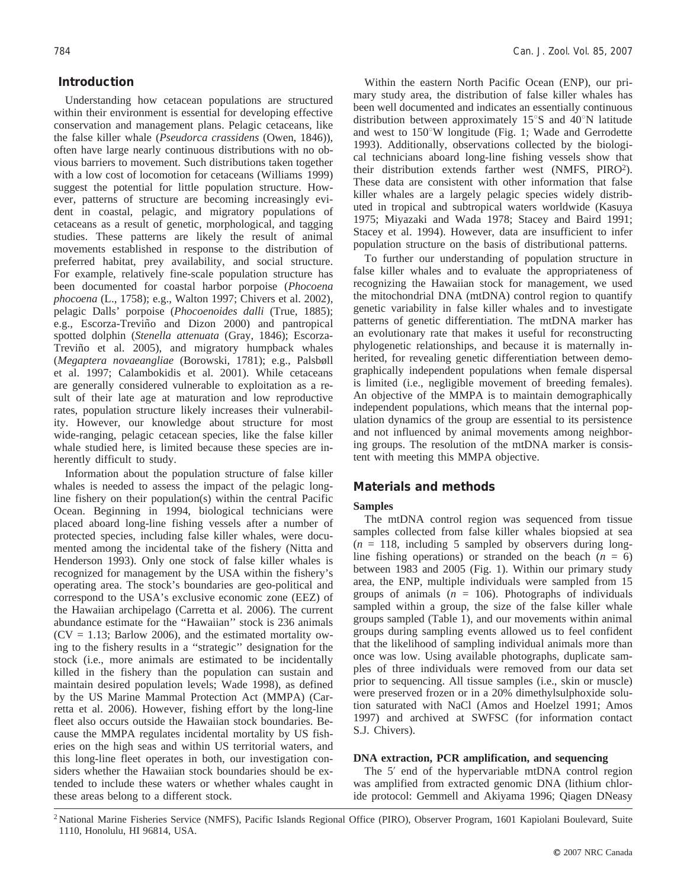## Introduction

Understanding how cetacean populations are structured within their environment is essential for developing effective conservation and management plans. Pelagic cetaceans, like the false killer whale (*Pseudorca crassidens* (Owen, 1846)), often have large nearly continuous distributions with no obvious barriers to movement. Such distributions taken together with a low cost of locomotion for cetaceans (Williams 1999) suggest the potential for little population structure. However, patterns of structure are becoming increasingly evident in coastal, pelagic, and migratory populations of cetaceans as a result of genetic, morphological, and tagging studies. These patterns are likely the result of animal movements established in response to the distribution of preferred habitat, prey availability, and social structure. For example, relatively fine-scale population structure has been documented for coastal harbor porpoise (*Phocoena phocoena* (L., 1758); e.g., Walton 1997; Chivers et al. 2002), pelagic Dalls' porpoise (*Phocoenoides dalli* (True, 1885); e.g., Escorza-Treviño and Dizon 2000) and pantropical spotted dolphin (*Stenella attenuata* (Gray, 1846); Escorza-Treviño et al. 2005), and migratory humpback whales (*Megaptera novaeangliae* (Borowski, 1781); e.g., Palsbøll et al. 1997; Calambokidis et al. 2001). While cetaceans are generally considered vulnerable to exploitation as a result of their late age at maturation and low reproductive rates, population structure likely increases their vulnerability. However, our knowledge about structure for most wide-ranging, pelagic cetacean species, like the false killer whale studied here, is limited because these species are inherently difficult to study.

Information about the population structure of false killer whales is needed to assess the impact of the pelagic long-line fishery on their population(s) within the central Pacific Ocean. Beginning in 1994, biological technicians were placed aboard long-line fishing vessels after a number of protected species, including false killer whales, were documented among the incidental take of the fishery (Nitta and Henderson 1993). Only one stock of false killer whales is recognized for management by the USA within the fishery's operating area. The stock's boundaries are geo-political and correspond to the USA's exclusive economic zone (EEZ) of the Hawaiian archipelago (Carretta et al. 2006). The current abundance estimate for the "Hawaiian" stock is 236 animals (CV = 1.13; Barlow 2006), and the estimated mortality owing to the fishery results in a "strategic" designation for the stock (i.e., more animals are estimated to be incidentally killed in the fishery than the population can sustain and maintain desired population levels; Wade 1998), as defined by the US Marine Mammal Protection Act (MMPA) (Carretta et al. 2006). However, fishing effort by the long-line fleet also occurs outside the Hawaiian stock boundaries. Because the MMPA regulates incidental mortality by US fisheries on the high seas and within US territorial waters, and this long-line fleet operates in both, our investigation considers whether the Hawaiian stock boundaries should be extended to include these waters or whether whales caught in these areas belong to a different stock.

Within the eastern North Pacific Ocean (ENP), our primary study area, the distribution of false killer whales has been well documented and indicates an essentially continuous distribution between approximately 15°S and 40°N latitude and west to 150°W longitude (Fig. 1; Wade and Gerrodette 1993). Additionally, observations collected by the biological technicians aboard long-line fishing vessels show that their distribution extends farther west (NMFS, PIRO[2]). These data are consistent with other information that false killer whales are a largely pelagic species widely distributed in tropical and subtropical waters worldwide (Kasuya 1975; Miyazaki and Wada 1978; Stacey and Baird 1991; Stacey et al. 1994). However, data are insufficient to infer population structure on the basis of distributional patterns.

To further our understanding of population structure in false killer whales and to evaluate the appropriateness of recognizing the Hawaiian stock for management, we used the mitochondrial DNA (mtDNA) control region to quantify genetic variability in false killer whales and to investigate patterns of genetic differentiation. The mtDNA marker has an evolutionary rate that makes it useful for reconstructing phylogenetic relationships, and because it is maternally inherited, for revealing genetic differentiation between demographically independent populations when female dispersal is limited (i.e., negligible movement of breeding females). An objective of the MMPA is to maintain demographically independent populations, which means that the internal population dynamics of the group are essential to its persistence and not influenced by animal movements among neighboring groups. The resolution of the mtDNA marker is consistent with meeting this MMPA objective.

## Materials and methods

### Samples

The mtDNA control region was sequenced from tissue samples collected from false killer whales biopsied at sea ($n$ = 118, including 5 sampled by observers during long-line fishing operations) or stranded on the beach ($n$ = 6) between 1983 and 2005 (Fig. 1). Within our primary study area, the ENP, multiple individuals were sampled from 15 groups of animals ($n$ = 106). Photographs of individuals sampled within a group, the size of the false killer whale groups sampled (Table 1), and our movements within animal groups during sampling events allowed us to feel confident that the likelihood of sampling individual animals more than once was low. Using available photographs, duplicate samples of three individuals were removed from our data set prior to sequencing. All tissue samples (i.e., skin or muscle) were preserved frozen or in a 20% dimethylsulphoxide solution saturated with NaCl (Amos and Hoelzel 1991; Amos 1997) and archived at SWFSC (for information contact S.J. Chivers).

### DNA extraction, PCR amplification, and sequencing

The 5′ end of the hypervariable mtDNA control region was amplified from extracted genomic DNA (lithium chloride protocol: Gemmell and Akiyama 1996; Qiagen DNeasy

[2] National Marine Fisheries Service (NMFS), Pacific Islands Regional Office (PIRO), Observer Program, 1601 Kapiolani Boulevard, Suite 1110, Honolulu, HI 96814, USA.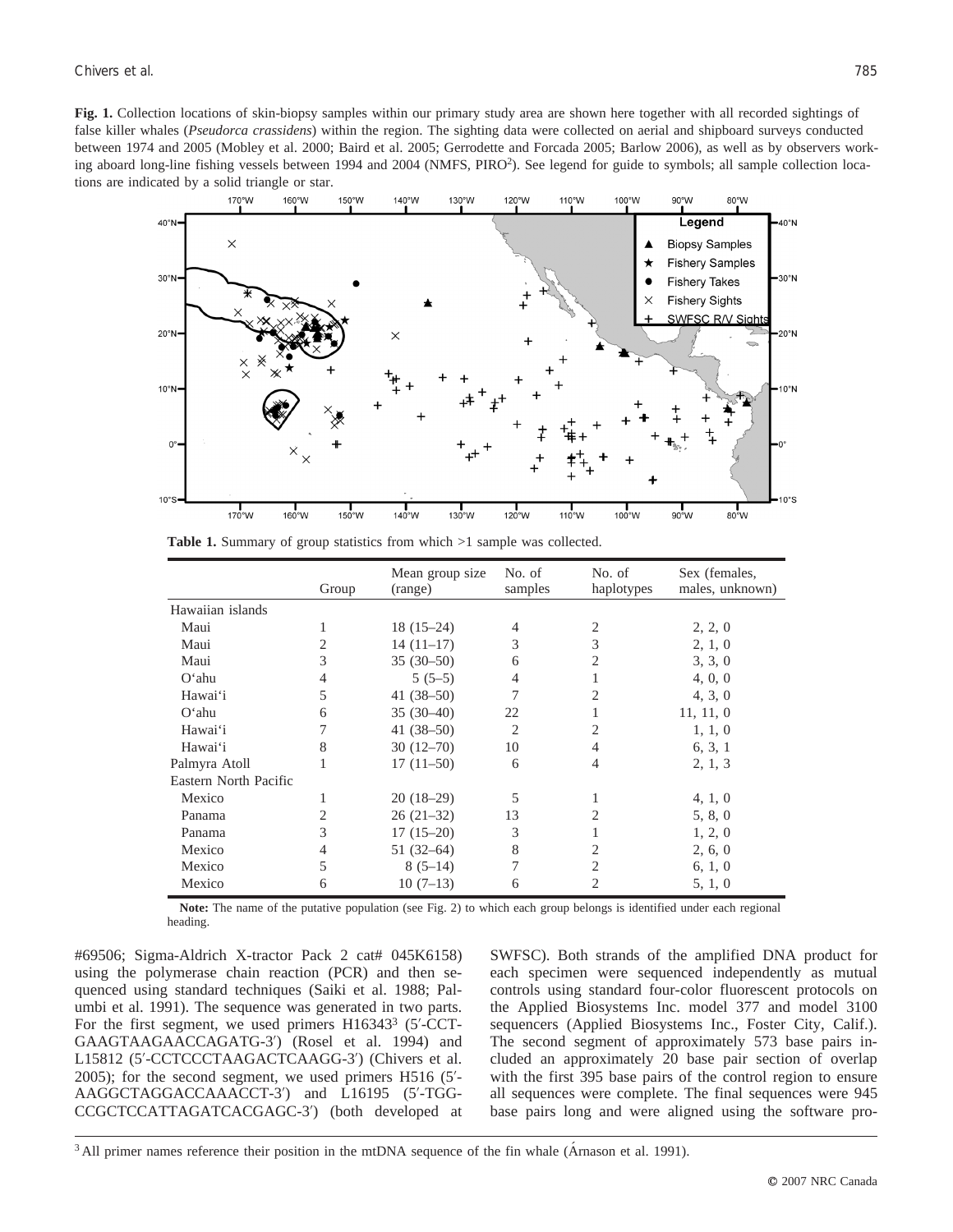**Fig. 1.** Collection locations of skin-biopsy samples within our primary study area are shown here together with all recorded sightings of false killer whales (*Pseudorca crassidens*) within the region. The sighting data were collected on aerial and shipboard surveys conducted between 1974 and 2005 (Mobley et al. 2000; Baird et al. 2005; Gerrodette and Forcada 2005; Barlow 2006), as well as by observers working aboard long-line fishing vessels between 1994 and 2004 (NMFS, PIRO[2]). See legend for guide to symbols; all sample collection locations are indicated by a solid triangle or star.

**Table 1.** Summary of group statistics from which >1 sample was collected.

| | Group | Mean group size (range) | No. of samples | No. of haplotypes | Sex (females, males, unknown) |
|---|---|---|---|---|---|
| Hawaiian islands | | | | | |
| Maui | 1 | 18 (15–24) | 4 | 2 | 2, 2, 0 |
| Maui | 2 | 14 (11–17) | 3 | 3 | 2, 1, 0 |
| Maui | 3 | 35 (30–50) | 6 | 2 | 3, 3, 0 |
| Oʻahu | 4 | 5 (5–5) | 4 | 1 | 4, 0, 0 |
| Hawaiʻi | 5 | 41 (38–50) | 7 | 2 | 4, 3, 0 |
| Oʻahu | 6 | 35 (30–40) | 22 | 1 | 11, 11, 0 |
| Hawaiʻi | 7 | 41 (38–50) | 2 | 2 | 1, 1, 0 |
| Hawaiʻi | 8 | 30 (12–70) | 10 | 4 | 6, 3, 1 |
| Palmyra Atoll | 1 | 17 (11–50) | 6 | 4 | 2, 1, 3 |
| Eastern North Pacific | | | | | |
| Mexico | 1 | 20 (18–29) | 5 | 1 | 4, 1, 0 |
| Panama | 2 | 26 (21–32) | 13 | 2 | 5, 8, 0 |
| Panama | 3 | 17 (15–20) | 3 | 1 | 1, 2, 0 |
| Mexico | 4 | 51 (32–64) | 8 | 2 | 2, 6, 0 |
| Mexico | 5 | 8 (5–14) | 7 | 2 | 6, 1, 0 |
| Mexico | 6 | 10 (7–13) | 6 | 2 | 5, 1, 0 |

**Note:** The name of the putative population (see Fig. 2) to which each group belongs is identified under each regional heading.

#69506; Sigma-Aldrich X-tractor Pack 2 cat# 045K6158) using the polymerase chain reaction (PCR) and then sequenced using standard techniques (Saiki et al. 1988; Palumbi et al. 1991). The sequence was generated in two parts. For the first segment, we used primers H16343[3] (5′-CCT-GAAGTAAGAACCAGATG-3′) (Rosel et al. 1994) and L15812 (5′-CCTCCCTAAGACTCAAGG-3′) (Chivers et al. 2005); for the second segment, we used primers H516 (5′-AAGGCTAGGACCAAACCT-3′) and L16195 (5′-TGG-CCGCTCCATTAGATCACGAGC-3′) (both developed at SWFSC). Both strands of the amplified DNA product for each specimen were sequenced independently as mutual controls using standard four-color fluorescent protocols on the Applied Biosystems Inc. model 377 and model 3100 sequencers (Applied Biosystems Inc., Foster City, Calif.). The second segment of approximately 573 base pairs included an approximately 20 base pair section of overlap with the first 395 base pairs of the control region to ensure all sequences were complete. The final sequences were 945 base pairs long and were aligned using the software pro-

[3] All primer names reference their position in the mtDNA sequence of the fin whale (Árnason et al. 1991).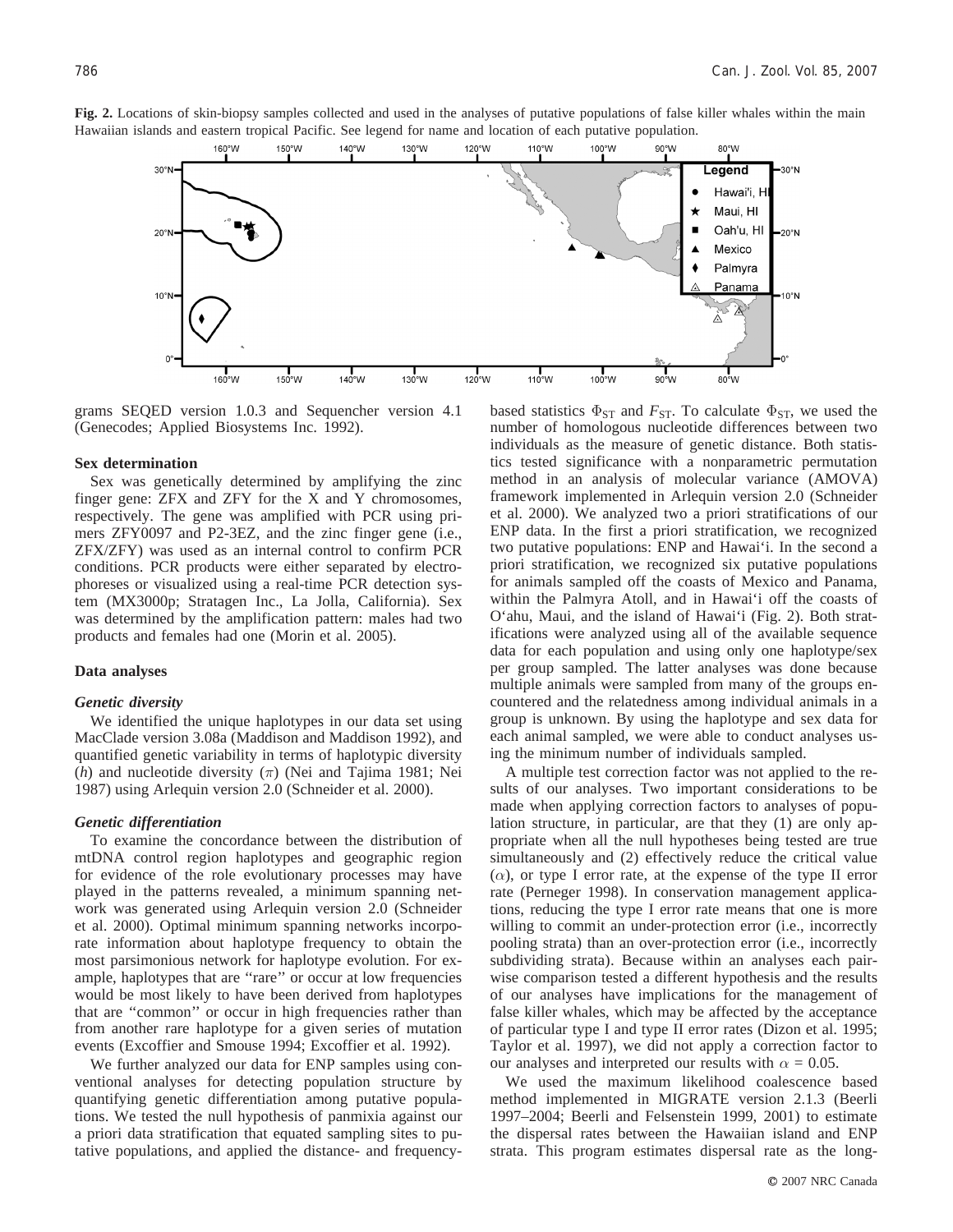**Fig. 2.** Locations of skin-biopsy samples collected and used in the analyses of putative populations of false killer whales within the main Hawaiian islands and eastern tropical Pacific. See legend for name and location of each putative population.

grams SEQED version 1.0.3 and Sequencher version 4.1 (Genecodes; Applied Biosystems Inc. 1992).

### Sex determination

Sex was genetically determined by amplifying the zinc finger gene: ZFX and ZFY for the X and Y chromosomes, respectively. The gene was amplified with PCR using primers ZFY0097 and P2-3EZ, and the zinc finger gene (i.e., ZFX/ZFY) was used as an internal control to confirm PCR conditions. PCR products were either separated by electrophoreses or visualized using a real-time PCR detection system (MX3000p; Stratagen Inc., La Jolla, California). Sex was determined by the amplification pattern: males had two products and females had one (Morin et al. 2005).

### Data analyses

#### *Genetic diversity*

We identified the unique haplotypes in our data set using MacClade version 3.08a (Maddison and Maddison 1992), and quantified genetic variability in terms of haplotypic diversity ($h$) and nucleotide diversity ($\pi$) (Nei and Tajima 1981; Nei 1987) using Arlequin version 2.0 (Schneider et al. 2000).

#### *Genetic differentiation*

To examine the concordance between the distribution of mtDNA control region haplotypes and geographic region for evidence of the role evolutionary processes may have played in the patterns revealed, a minimum spanning network was generated using Arlequin version 2.0 (Schneider et al. 2000). Optimal minimum spanning networks incorporate information about haplotype frequency to obtain the most parsimonious network for haplotype evolution. For example, haplotypes that are "rare" or occur at low frequencies would be most likely to have been derived from haplotypes that are "common" or occur in high frequencies rather than from another rare haplotype for a given series of mutation events (Excoffier and Smouse 1994; Excoffier et al. 1992).

We further analyzed our data for ENP samples using conventional analyses for detecting population structure by quantifying genetic differentiation among putative populations. We tested the null hypothesis of panmixia against our a priori data stratification that equated sampling sites to putative populations, and applied the distance- and frequency-based statistics $\Phi_{ST}$ and $F_{ST}$. To calculate $\Phi_{ST}$, we used the number of homologous nucleotide differences between two individuals as the measure of genetic distance. Both statistics tested significance with a nonparametric permutation method in an analysis of molecular variance (AMOVA) framework implemented in Arlequin version 2.0 (Schneider et al. 2000). We analyzed two a priori stratifications of our ENP data. In the first a priori stratification, we recognized two putative populations: ENP and Hawai'i. In the second a priori stratification, we recognized six putative populations for animals sampled off the coasts of Mexico and Panama, within the Palmyra Atoll, and in Hawai'i off the coasts of O'ahu, Maui, and the island of Hawai'i (Fig. 2). Both stratifications were analyzed using all of the available sequence data for each population and using only one haplotype/sex per group sampled. The latter analyses was done because multiple animals were sampled from many of the groups encountered and the relatedness among individual animals in a group is unknown. By using the haplotype and sex data for each animal sampled, we were able to conduct analyses using the minimum number of individuals sampled.

A multiple test correction factor was not applied to the results of our analyses. Two important considerations to be made when applying correction factors to analyses of population structure, in particular, are that they (1) are only appropriate when all the null hypotheses being tested are true simultaneously and (2) effectively reduce the critical value ($\alpha$), or type I error rate, at the expense of the type II error rate (Perneger 1998). In conservation management applications, reducing the type I error rate means that one is more willing to commit an under-protection error (i.e., incorrectly pooling strata) than an over-protection error (i.e., incorrectly subdividing strata). Because within an analyses each pairwise comparison tested a different hypothesis and the results of our analyses have implications for the management of false killer whales, which may be affected by the acceptance of particular type I and type II error rates (Dizon et al. 1995; Taylor et al. 1997), we did not apply a correction factor to our analyses and interpreted our results with $\alpha$ = 0.05.

We used the maximum likelihood coalescence based method implemented in MIGRATE version 2.1.3 (Beerli 1997–2004; Beerli and Felsenstein 1999, 2001) to estimate the dispersal rates between the Hawaiian island and ENP strata. This program estimates dispersal rate as the long-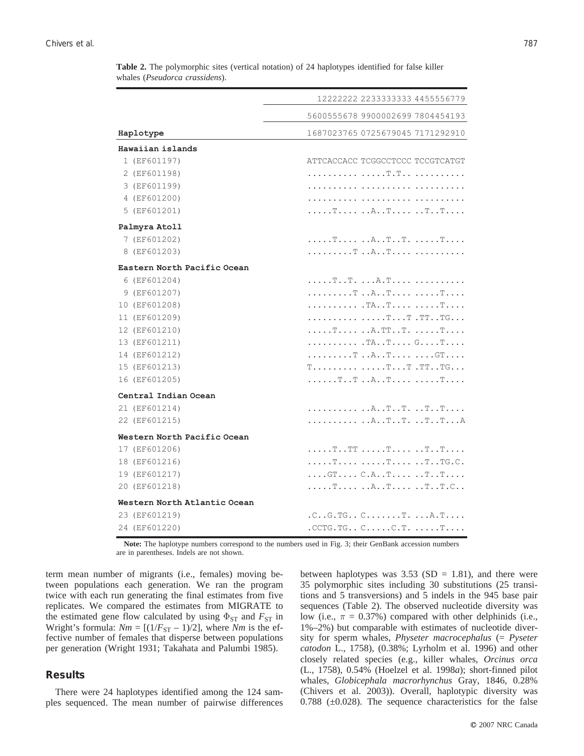**Table 2.** The polymorphic sites (vertical notation) of 24 haplotypes identified for false killer whales (*Pseudorca crassidens*).

| Haplotype | 12222222 2233333333 4455556779<br>5600555678 9900002699 7804454193<br>1687023765 0725679045 7171292910 |
|---|---|
| **Hawaiian islands** | |
| 1 (EF601197) | ATTCACCACC TCGGCCTCCC TCCGTCATGT |
| 2 (EF601198) | .......... .....T.T.. .......... |
| 3 (EF601199) | .......... .......... .......... |
| 4 (EF601200) | .......... .......... .......... |
| 5 (EF601201) | .....T.... ..A..T.... ..T..T.... |
| **Palmyra Atoll** | |
| 7 (EF601202) | .....T.... ..A..T..T. .....T.... |
| 8 (EF601203) | .........T ..A..T.... .......... |
| **Eastern North Pacific Ocean** | |
| 6 (EF601204) | .....T..T. ...A.T.... .......... |
| 9 (EF601207) | .........T ..A..T.... .....T.... |
| 10 (EF601208) | .......... .TA..T.... .....T.... |
| 11 (EF601209) | .......... .....T...T .TT..TG... |
| 12 (EF601210) | .....T.... ..A.TT..T. .....T.... |
| 13 (EF601211) | .......... .TA..T.... G....T.... |
| 14 (EF601212) | .........T ..A..T.... ....GT.... |
| 15 (EF601213) | T......... .....T...T .TT..TG... |
| 16 (EF601205) | ......T..T ..A..T.... .....T.... |
| **Central Indian Ocean** | |
| 21 (EF601214) | .......... ..A..T..T. ..T..T.... |
| 22 (EF601215) | .......... ..A..T..T. ..T..T...A |
| **Western North Pacific Ocean** | |
| 17 (EF601206) | .....T..TT .....T.... ..T..T.... |
| 18 (EF601216) | .....T.... .....T.... ..T..TG.C. |
| 19 (EF601217) | ....GT.... C.A..T.... ..T..T.... |
| 20 (EF601218) | .....T.... ..A..T.... ..T..T.C.. |
| **Western North Atlantic Ocean** | |
| 23 (EF601219) | .C..G.TG.. C.......T. ...A.T.... |
| 24 (EF601220) | .CCTG.TG.. C.....C.T. .....T.... |

**Note:** The haplotype numbers correspond to the numbers used in Fig. 3; their GenBank accession numbers are in parentheses. Indels are not shown.

term mean number of migrants (i.e., females) moving between populations each generation. We ran the program twice with each run generating the final estimates from five replicates. We compared the estimates from MIGRATE to the estimated gene flow calculated by using $\Phi_{ST}$ and $F_{ST}$ in Wright's formula: $Nm = [(1/F_{ST} - 1)/2]$, where $Nm$ is the effective number of females that disperse between populations per generation (Wright 1931; Takahata and Palumbi 1985).

## Results

There were 24 haplotypes identified among the 124 samples sequenced. The mean number of pairwise differences between haplotypes was 3.53 (SD = 1.81), and there were 35 polymorphic sites including 30 substitutions (25 transitions and 5 transversions) and 5 indels in the 945 base pair sequences (Table 2). The observed nucleotide diversity was low (i.e., $\pi$ = 0.37%) compared with other delphinids (i.e., 1%–2%) but comparable with estimates of nucleotide diversity for sperm whales, *Physeter macrocephalus* (= *Pyseter catodon* L., 1758), (0.38%; Lyrholm et al. 1996) and other closely related species (e.g., killer whales, *Orcinus orca* (L., 1758), 0.54% (Hoelzel et al. 1998*a*); short-finned pilot whales, *Globicephala macrorhynchus* Gray, 1846, 0.28% (Chivers et al. 2003)). Overall, haplotypic diversity was 0.788 (±0.028). The sequence characteristics for the false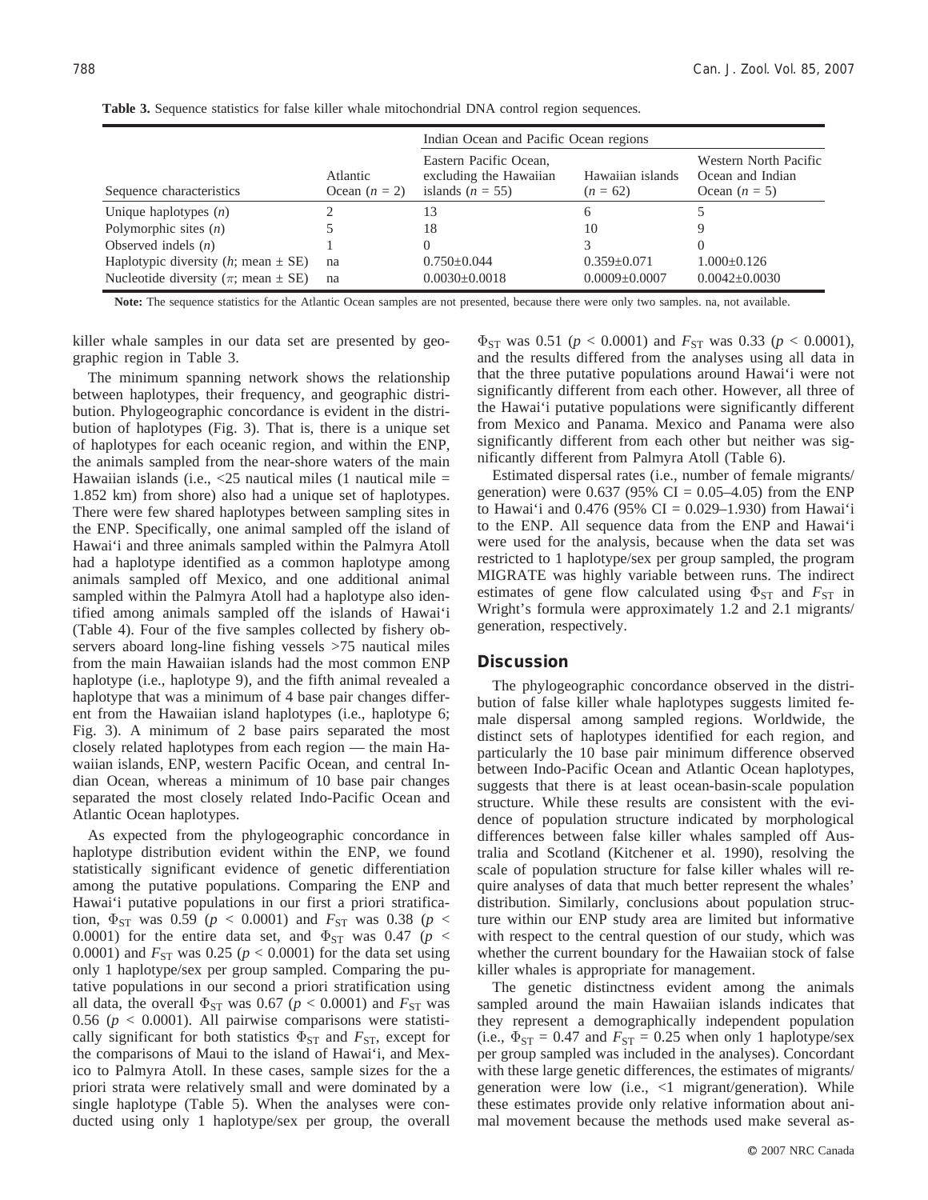**Table 3.** Sequence statistics for false killer whale mitochondrial DNA control region sequences.

| Sequence characteristics | Atlantic Ocean ($n$ = 2) | Indian Ocean and Pacific Ocean regions | | |
|---|---|---|---|---|
| | | Eastern Pacific Ocean, excluding the Hawaiian islands ($n$ = 55) | Hawaiian islands ($n$ = 62) | Western North Pacific Ocean and Indian Ocean ($n$ = 5) |
| Unique haplotypes ($n$) | 2 | 13 | 6 | 5 |
| Polymorphic sites ($n$) | 5 | 18 | 10 | 9 |
| Observed indels ($n$) | 1 | 0 | 3 | 0 |
| Haplotypic diversity ($h$; mean ± SE) | na | 0.750±0.044 | 0.359±0.071 | 1.000±0.126 |
| Nucleotide diversity ($\pi$; mean ± SE) | na | 0.0030±0.0018 | 0.0009±0.0007 | 0.0042±0.0030 |

**Note:** The sequence statistics for the Atlantic Ocean samples are not presented, because there were only two samples. na, not available.

killer whale samples in our data set are presented by geographic region in Table 3.

The minimum spanning network shows the relationship between haplotypes, their frequency, and geographic distribution. Phylogeographic concordance is evident in the distribution of haplotypes (Fig. 3). That is, there is a unique set of haplotypes for each oceanic region, and within the ENP, the animals sampled from the near-shore waters of the main Hawaiian islands (i.e., <25 nautical miles (1 nautical mile = 1.852 km) from shore) also had a unique set of haplotypes. There were few shared haplotypes between sampling sites in the ENP. Specifically, one animal sampled off the island of Hawai'i and three animals sampled within the Palmyra Atoll had a haplotype identified as a common haplotype among animals sampled off Mexico, and one additional animal sampled within the Palmyra Atoll had a haplotype also identified among animals sampled off the islands of Hawai'i (Table 4). Four of the five samples collected by fishery observers aboard long-line fishing vessels >75 nautical miles from the main Hawaiian islands had the most common ENP haplotype (i.e., haplotype 9), and the fifth animal revealed a haplotype that was a minimum of 4 base pair changes different from the Hawaiian island haplotypes (i.e., haplotype 6; Fig. 3). A minimum of 2 base pairs separated the most closely related haplotypes from each region — the main Hawaiian islands, ENP, western Pacific Ocean, and central Indian Ocean, whereas a minimum of 10 base pair changes separated the most closely related Indo-Pacific Ocean and Atlantic Ocean haplotypes.

As expected from the phylogeographic concordance in haplotype distribution evident within the ENP, we found statistically significant evidence of genetic differentiation among the putative populations. Comparing the ENP and Hawai'i putative populations in our first a priori stratification, $\Phi_{ST}$ was 0.59 ($p < 0.0001$) and $F_{ST}$ was 0.38 ($p < 0.0001$) for the entire data set, and $\Phi_{ST}$ was 0.47 ($p < 0.0001$) and $F_{ST}$ was 0.25 ($p < 0.0001$) for the data set using only 1 haplotype/sex per group sampled. Comparing the putative populations in our second a priori stratification using all data, the overall $\Phi_{ST}$ was 0.67 ($p < 0.0001$) and $F_{ST}$ was 0.56 ($p < 0.0001$). All pairwise comparisons were statistically significant for both statistics $\Phi_{ST}$ and $F_{ST}$, except for the comparisons of Maui to the island of Hawai'i, and Mexico to Palmyra Atoll. In these cases, sample sizes for the a priori strata were relatively small and were dominated by a single haplotype (Table 5). When the analyses were conducted using only 1 haplotype/sex per group, the overall $\Phi_{ST}$ was 0.51 ($p < 0.0001$) and $F_{ST}$ was 0.33 ($p < 0.0001$), and the results differed from the analyses using all data in that the three putative populations around Hawai'i were not significantly different from each other. However, all three of the Hawai'i putative populations were significantly different from Mexico and Panama. Mexico and Panama were also significantly different from each other but neither was significantly different from Palmyra Atoll (Table 6).

Estimated dispersal rates (i.e., number of female migrants/generation) were 0.637 (95% CI = 0.05–4.05) from the ENP to Hawai'i and 0.476 (95% CI = 0.029–1.930) from Hawai'i to the ENP. All sequence data from the ENP and Hawai'i were used for the analysis, because when the data set was restricted to 1 haplotype/sex per group sampled, the program MIGRATE was highly variable between runs. The indirect estimates of gene flow calculated using $\Phi_{ST}$ and $F_{ST}$ in Wright's formula were approximately 1.2 and 2.1 migrants/generation, respectively.

## Discussion

The phylogeographic concordance observed in the distribution of false killer whale haplotypes suggests limited female dispersal among sampled regions. Worldwide, the distinct sets of haplotypes identified for each region, and particularly the 10 base pair minimum difference observed between Indo-Pacific Ocean and Atlantic Ocean haplotypes, suggests that there is at least ocean-basin-scale population structure. While these results are consistent with the evidence of population structure indicated by morphological differences between false killer whales sampled off Australia and Scotland (Kitchener et al. 1990), resolving the scale of population structure for false killer whales will require analyses of data that much better represent the whales' distribution. Similarly, conclusions about population structure within our ENP study area are limited but informative with respect to the central question of our study, which was whether the current boundary for the Hawaiian stock of false killer whales is appropriate for management.

The genetic distinctness evident among the animals sampled around the main Hawaiian islands indicates that they represent a demographically independent population (i.e., $\Phi_{ST}$ = 0.47 and $F_{ST}$ = 0.25 when only 1 haplotype/sex per group sampled was included in the analyses). Concordant with these large genetic differences, the estimates of migrants/generation were low (i.e., <1 migrant/generation). While these estimates provide only relative information about animal movement because the methods used make several as-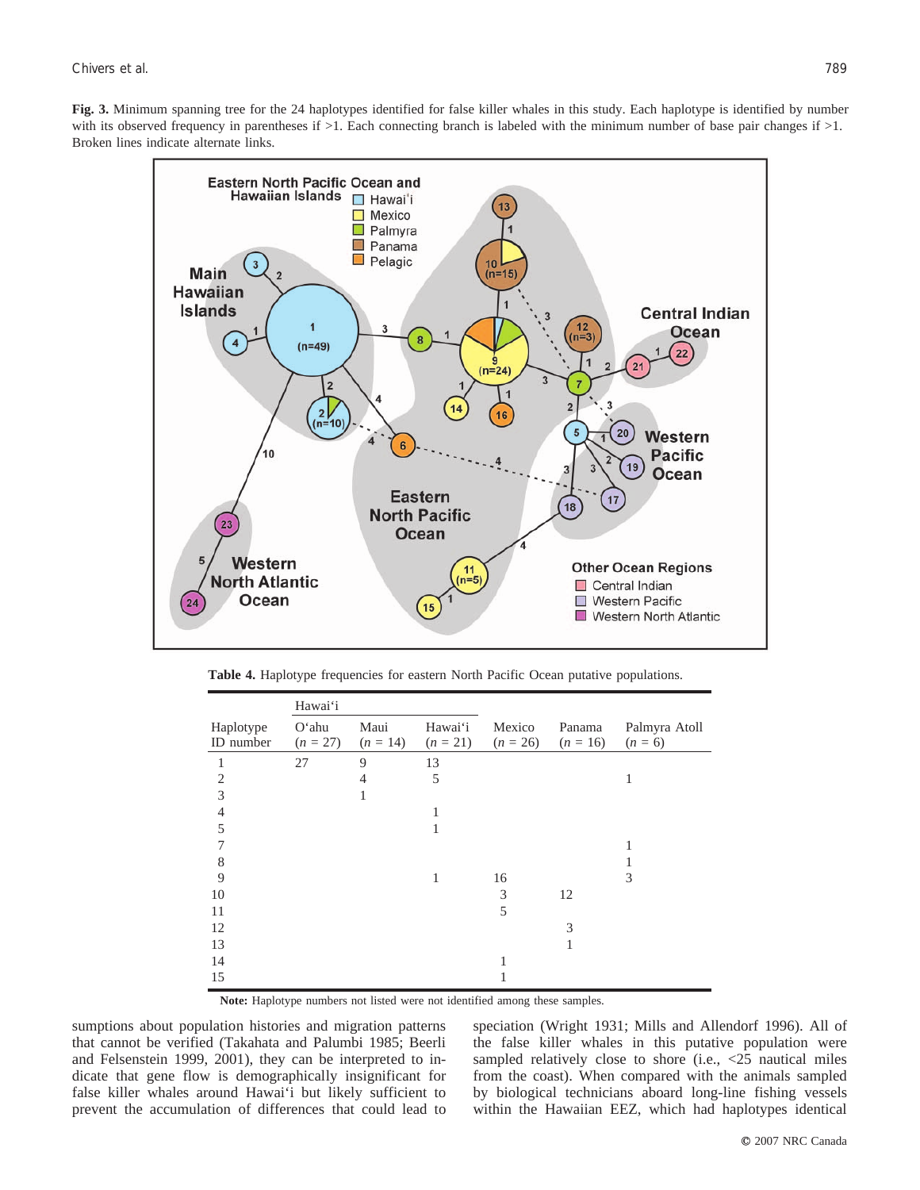**Fig. 3.** Minimum spanning tree for the 24 haplotypes identified for false killer whales in this study. Each haplotype is identified by number with its observed frequency in parentheses if >1. Each connecting branch is labeled with the minimum number of base pair changes if >1. Broken lines indicate alternate links.

**Table 4.** Haplotype frequencies for eastern North Pacific Ocean putative populations.

| | Hawai'i | | | | | |
|---|---|---|---|---|---|---|
| Haplotype ID number | O'ahu ($n$ = 27) | Maui ($n$ = 14) | Hawai'i ($n$ = 21) | Mexico ($n$ = 26) | Panama ($n$ = 16) | Palmyra Atoll ($n$ = 6) |
| 1 | 27 | 9 | 13 | | | |
| 2 | | 4 | 5 | | | 1 |
| 3 | | 1 | | | | |
| 4 | | | 1 | | | |
| 5 | | | 1 | | | |
| 7 | | | | | | 1 |
| 8 | | | | | | 1 |
| 9 | | | 1 | 16 | | 3 |
| 10 | | | | 3 | 12 | |
| 11 | | | | 5 | | |
| 12 | | | | | 3 | |
| 13 | | | | | 1 | |
| 14 | | | | 1 | | |
| 15 | | | | 1 | | |

**Note:** Haplotype numbers not listed were not identified among these samples.

sumptions about population histories and migration patterns that cannot be verified (Takahata and Palumbi 1985; Beerli and Felsenstein 1999, 2001), they can be interpreted to indicate that gene flow is demographically insignificant for false killer whales around Hawai'i but likely sufficient to prevent the accumulation of differences that could lead to speciation (Wright 1931; Mills and Allendorf 1996). All of the false killer whales in this putative population were sampled relatively close to shore (i.e., <25 nautical miles from the coast). When compared with the animals sampled by biological technicians aboard long-line fishing vessels within the Hawaiian EEZ, which had haplotypes identical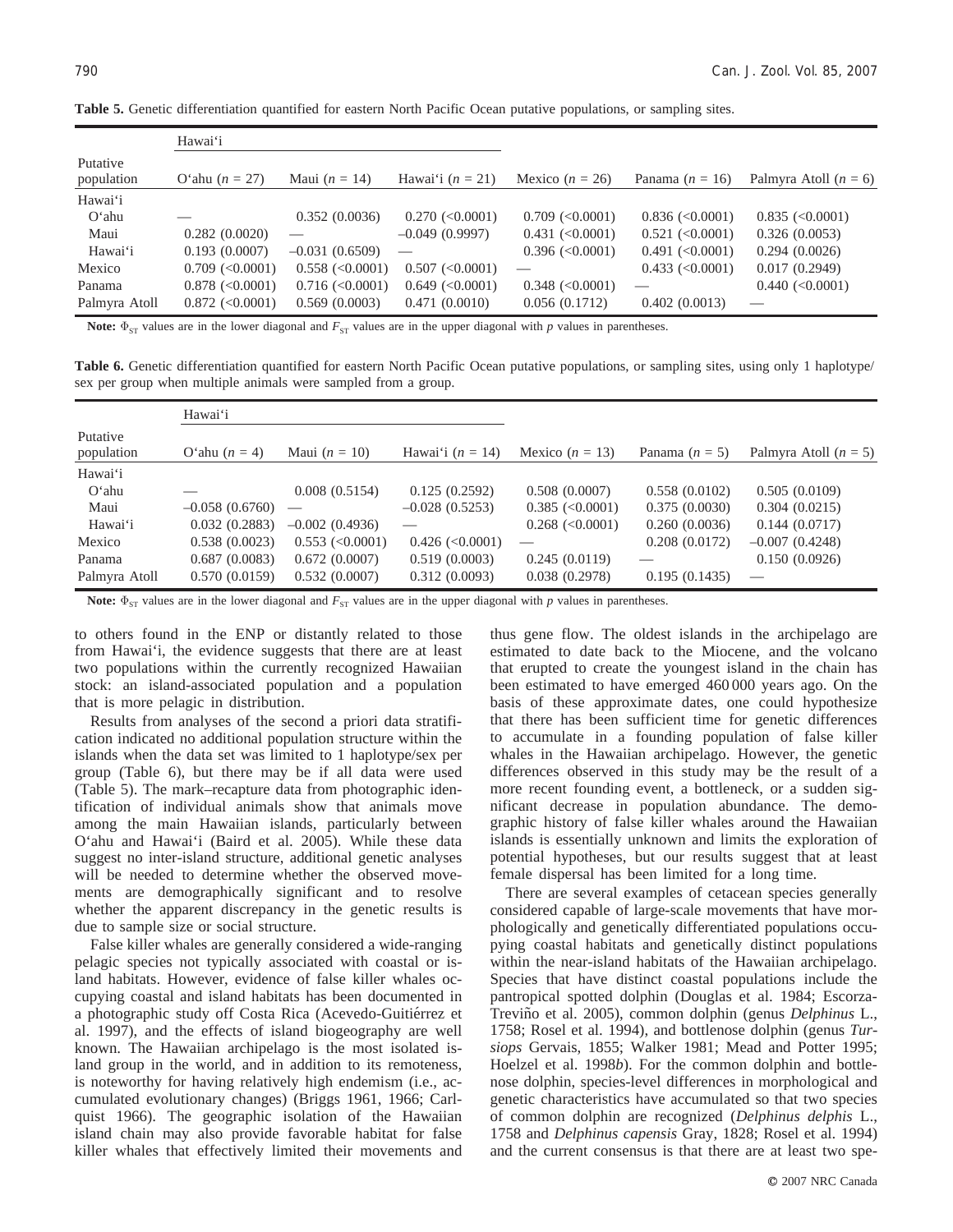**Table 5.** Genetic differentiation quantified for eastern North Pacific Ocean putative populations, or sampling sites.

| | Hawai'i | | | | | |
|---|---|---|---|---|---|---|
| Putative population | O'ahu ($n$ = 27) | Maui ($n$ = 14) | Hawai'i ($n$ = 21) | Mexico ($n$ = 26) | Panama ($n$ = 16) | Palmyra Atoll ($n$ = 6) |
| Hawai'i | | | | | | |
| O'ahu | — | 0.352 (0.0036) | 0.270 (<0.0001) | 0.709 (<0.0001) | 0.836 (<0.0001) | 0.835 (<0.0001) |
| Maui | 0.282 (0.0020) | — | –0.049 (0.9997) | 0.431 (<0.0001) | 0.521 (<0.0001) | 0.326 (0.0053) |
| Hawai'i | 0.193 (0.0007) | –0.031 (0.6509) | — | 0.396 (<0.0001) | 0.491 (<0.0001) | 0.294 (0.0026) |
| Mexico | 0.709 (<0.0001) | 0.558 (<0.0001) | 0.507 (<0.0001) | — | 0.433 (<0.0001) | 0.017 (0.2949) |
| Panama | 0.878 (<0.0001) | 0.716 (<0.0001) | 0.649 (<0.0001) | 0.348 (<0.0001) | — | 0.440 (<0.0001) |
| Palmyra Atoll | 0.872 (<0.0001) | 0.569 (0.0003) | 0.471 (0.0010) | 0.056 (0.1712) | 0.402 (0.0013) | — |

**Note:** $\Phi_{ST}$ values are in the lower diagonal and $F_{ST}$ values are in the upper diagonal with $p$ values in parentheses.

**Table 6.** Genetic differentiation quantified for eastern North Pacific Ocean putative populations, or sampling sites, using only 1 haplotype/sex per group when multiple animals were sampled from a group.

| | Hawai'i | | | | | |
|---|---|---|---|---|---|---|
| Putative population | O'ahu ($n$ = 4) | Maui ($n$ = 10) | Hawai'i ($n$ = 14) | Mexico ($n$ = 13) | Panama ($n$ = 5) | Palmyra Atoll ($n$ = 5) |
| Hawai'i | | | | | | |
| O'ahu | — | 0.008 (0.5154) | 0.125 (0.2592) | 0.508 (0.0007) | 0.558 (0.0102) | 0.505 (0.0109) |
| Maui | –0.058 (0.6760) | — | –0.028 (0.5253) | 0.385 (<0.0001) | 0.375 (0.0030) | 0.304 (0.0215) |
| Hawai'i | 0.032 (0.2883) | –0.002 (0.4936) | — | 0.268 (<0.0001) | 0.260 (0.0036) | 0.144 (0.0717) |
| Mexico | 0.538 (0.0023) | 0.553 (<0.0001) | 0.426 (<0.0001) | — | 0.208 (0.0172) | –0.007 (0.4248) |
| Panama | 0.687 (0.0083) | 0.672 (0.0007) | 0.519 (0.0003) | 0.245 (0.0119) | — | 0.150 (0.0926) |
| Palmyra Atoll | 0.570 (0.0159) | 0.532 (0.0007) | 0.312 (0.0093) | 0.038 (0.2978) | 0.195 (0.1435) | — |

**Note:** $\Phi_{ST}$ values are in the lower diagonal and $F_{ST}$ values are in the upper diagonal with $p$ values in parentheses.

to others found in the ENP or distantly related to those from Hawai'i, the evidence suggests that there are at least two populations within the currently recognized Hawaiian stock: an island-associated population and a population that is more pelagic in distribution.

Results from analyses of the second a priori data stratification indicated no additional population structure within the islands when the data set was limited to 1 haplotype/sex per group (Table 6), but there may be if all data were used (Table 5). The mark–recapture data from photographic identification of individual animals show that animals move among the main Hawaiian islands, particularly between O'ahu and Hawai'i (Baird et al. 2005). While these data suggest no inter-island structure, additional genetic analyses will be needed to determine whether the observed movements are demographically significant and to resolve whether the apparent discrepancy in the genetic results is due to sample size or social structure.

False killer whales are generally considered a wide-ranging pelagic species not typically associated with coastal or island habitats. However, evidence of false killer whales occupying coastal and island habitats has been documented in a photographic study off Costa Rica (Acevedo-Guitiérrez et al. 1997), and the effects of island biogeography are well known. The Hawaiian archipelago is the most isolated island group in the world, and in addition to its remoteness, is noteworthy for having relatively high endemism (i.e., accumulated evolutionary changes) (Briggs 1961, 1966; Carlquist 1966). The geographic isolation of the Hawaiian island chain may also provide favorable habitat for false killer whales that effectively limited their movements and thus gene flow. The oldest islands in the archipelago are estimated to date back to the Miocene, and the volcano that erupted to create the youngest island in the chain has been estimated to have emerged 460 000 years ago. On the basis of these approximate dates, one could hypothesize that there has been sufficient time for genetic differences to accumulate in a founding population of false killer whales in the Hawaiian archipelago. However, the genetic differences observed in this study may be the result of a more recent founding event, a bottleneck, or a sudden significant decrease in population abundance. The demographic history of false killer whales around the Hawaiian islands is essentially unknown and limits the exploration of potential hypotheses, but our results suggest that at least female dispersal has been limited for a long time.

There are several examples of cetacean species generally considered capable of large-scale movements that have morphologically and genetically differentiated populations occupying coastal habitats and genetically distinct populations within the near-island habitats of the Hawaiian archipelago. Species that have distinct coastal populations include the pantropical spotted dolphin (Douglas et al. 1984; Escorza-Treviño et al. 2005), common dolphin (genus *Delphinus* L., 1758; Rosel et al. 1994), and bottlenose dolphin (genus *Tursiops* Gervais, 1855; Walker 1981; Mead and Potter 1995; Hoelzel et al. 1998*b*). For the common dolphin and bottlenose dolphin, species-level differences in morphological and genetic characteristics have accumulated so that two species of common dolphin are recognized (*Delphinus delphis* L., 1758 and *Delphinus capensis* Gray, 1828; Rosel et al. 1994) and the current consensus is that there are at least two spe-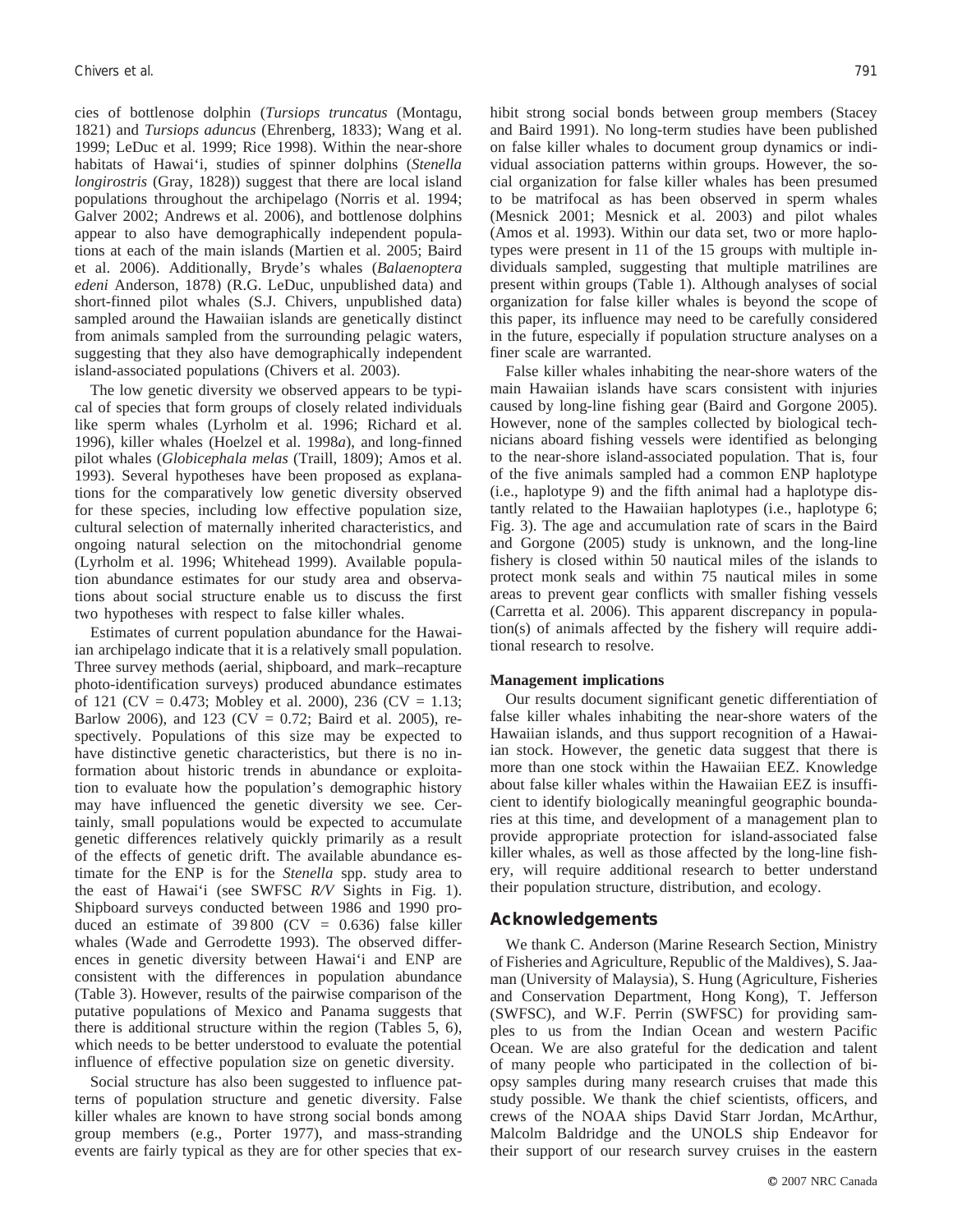cies of bottlenose dolphin (*Tursiops truncatus* (Montagu, 1821) and *Tursiops aduncus* (Ehrenberg, 1833); Wang et al. 1999; LeDuc et al. 1999; Rice 1998). Within the near-shore habitats of Hawai'i, studies of spinner dolphins (*Stenella longirostris* (Gray, 1828)) suggest that there are local island populations throughout the archipelago (Norris et al. 1994; Galver 2002; Andrews et al. 2006), and bottlenose dolphins appear to also have demographically independent populations at each of the main islands (Martien et al. 2005; Baird et al. 2006). Additionally, Bryde's whales (*Balaenoptera edeni* Anderson, 1878) (R.G. LeDuc, unpublished data) and short-finned pilot whales (S.J. Chivers, unpublished data) sampled around the Hawaiian islands are genetically distinct from animals sampled from the surrounding pelagic waters, suggesting that they also have demographically independent island-associated populations (Chivers et al. 2003).

The low genetic diversity we observed appears to be typical of species that form groups of closely related individuals like sperm whales (Lyrholm et al. 1996; Richard et al. 1996), killer whales (Hoelzel et al. 1998*a*), and long-finned pilot whales (*Globicephala melas* (Traill, 1809); Amos et al. 1993). Several hypotheses have been proposed as explanations for the comparatively low genetic diversity observed for these species, including low effective population size, cultural selection of maternally inherited characteristics, and ongoing natural selection on the mitochondrial genome (Lyrholm et al. 1996; Whitehead 1999). Available population abundance estimates for our study area and observations about social structure enable us to discuss the first two hypotheses with respect to false killer whales.

Estimates of current population abundance for the Hawaiian archipelago indicate that it is a relatively small population. Three survey methods (aerial, shipboard, and mark–recapture photo-identification surveys) produced abundance estimates of 121 (CV = 0.473; Mobley et al. 2000), 236 (CV = 1.13; Barlow 2006), and 123 (CV = 0.72; Baird et al. 2005), respectively. Populations of this size may be expected to have distinctive genetic characteristics, but there is no information about historic trends in abundance or exploitation to evaluate how the population's demographic history may have influenced the genetic diversity we see. Certainly, small populations would be expected to accumulate genetic differences relatively quickly primarily as a result of the effects of genetic drift. The available abundance estimate for the ENP is for the *Stenella* spp. study area to the east of Hawai'i (see SWFSC *R/V* Sights in Fig. 1). Shipboard surveys conducted between 1986 and 1990 produced an estimate of 39 800 (CV = 0.636) false killer whales (Wade and Gerrodette 1993). The observed differences in genetic diversity between Hawai'i and ENP are consistent with the differences in population abundance (Table 3). However, results of the pairwise comparison of the putative populations of Mexico and Panama suggests that there is additional structure within the region (Tables 5, 6), which needs to be better understood to evaluate the potential influence of effective population size on genetic diversity.

Social structure has also been suggested to influence patterns of population structure and genetic diversity. False killer whales are known to have strong social bonds among group members (e.g., Porter 1977), and mass-stranding events are fairly typical as they are for other species that exhibit strong social bonds between group members (Stacey and Baird 1991). No long-term studies have been published on false killer whales to document group dynamics or individual association patterns within groups. However, the social organization for false killer whales has been presumed to be matrifocal as has been observed in sperm whales (Mesnick 2001; Mesnick et al. 2003) and pilot whales (Amos et al. 1993). Within our data set, two or more haplotypes were present in 11 of the 15 groups with multiple individuals sampled, suggesting that multiple matrilines are present within groups (Table 1). Although analyses of social organization for false killer whales is beyond the scope of this paper, its influence may need to be carefully considered in the future, especially if population structure analyses on a finer scale are warranted.

False killer whales inhabiting the near-shore waters of the main Hawaiian islands have scars consistent with injuries caused by long-line fishing gear (Baird and Gorgone 2005). However, none of the samples collected by biological technicians aboard fishing vessels were identified as belonging to the near-shore island-associated population. That is, four of the five animals sampled had a common ENP haplotype (i.e., haplotype 9) and the fifth animal had a haplotype distantly related to the Hawaiian haplotypes (i.e., haplotype 6; Fig. 3). The age and accumulation rate of scars in the Baird and Gorgone (2005) study is unknown, and the long-line fishery is closed within 50 nautical miles of the islands to protect monk seals and within 75 nautical miles in some areas to prevent gear conflicts with smaller fishing vessels (Carretta et al. 2006). This apparent discrepancy in population(s) of animals affected by the fishery will require additional research to resolve.

**Management implications**

Our results document significant genetic differentiation of false killer whales inhabiting the near-shore waters of the Hawaiian islands, and thus support recognition of a Hawaiian stock. However, the genetic data suggest that there is more than one stock within the Hawaiian EEZ. Knowledge about false killer whales within the Hawaiian EEZ is insufficient to identify biologically meaningful geographic boundaries at this time, and development of a management plan to provide appropriate protection for island-associated false killer whales, as well as those affected by the long-line fishery, will require additional research to better understand their population structure, distribution, and ecology.

## Acknowledgements

We thank C. Anderson (Marine Research Section, Ministry of Fisheries and Agriculture, Republic of the Maldives), S. Jaaman (University of Malaysia), S. Hung (Agriculture, Fisheries and Conservation Department, Hong Kong), T. Jefferson (SWFSC), and W.F. Perrin (SWFSC) for providing samples to us from the Indian Ocean and western Pacific Ocean. We are also grateful for the dedication and talent of many people who participated in the collection of biopsy samples during many research cruises that made this study possible. We thank the chief scientists, officers, and crews of the NOAA ships David Starr Jordan, McArthur, Malcolm Baldridge and the UNOLS ship Endeavor for their support of our research survey cruises in the eastern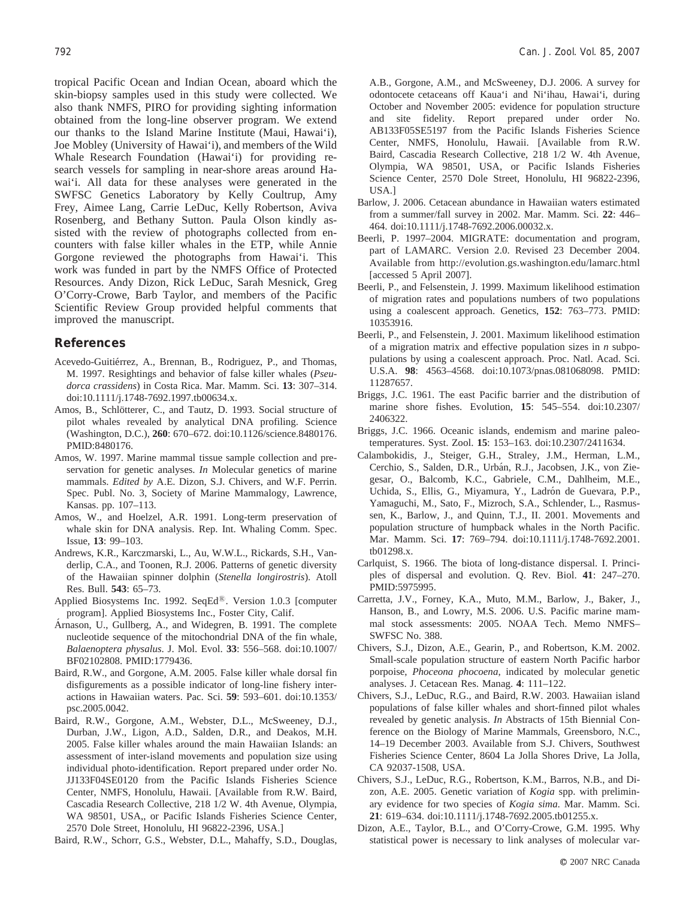tropical Pacific Ocean and Indian Ocean, aboard which the skin-biopsy samples used in this study were collected. We also thank NMFS, PIRO for providing sighting information obtained from the long-line observer program. We extend our thanks to the Island Marine Institute (Maui, Hawai'i), Joe Mobley (University of Hawai'i), and members of the Wild Whale Research Foundation (Hawai'i) for providing research vessels for sampling in near-shore areas around Hawai'i. All data for these analyses were generated in the SWFSC Genetics Laboratory by Kelly Coultrup, Amy Frey, Aimee Lang, Carrie LeDuc, Kelly Robertson, Aviva Rosenberg, and Bethany Sutton. Paula Olson kindly assisted with the review of photographs collected from encounters with false killer whales in the ETP, while Annie Gorgone reviewed the photographs from Hawai'i. This work was funded in part by the NMFS Office of Protected Resources. Andy Dizon, Rick LeDuc, Sarah Mesnick, Greg O'Corry-Crowe, Barb Taylor, and members of the Pacific Scientific Review Group provided helpful comments that improved the manuscript.

## References

Acevedo-Guitiérrez, A., Brennan, B., Rodriguez, P., and Thomas, M. 1997. Resightings and behavior of false killer whales (*Pseudorca crassidens*) in Costa Rica. Mar. Mamm. Sci. **13**: 307–314. doi:10.1111/j.1748-7692.1997.tb00634.x.

Amos, B., Schlötterer, C., and Tautz, D. 1993. Social structure of pilot whales revealed by analytical DNA profiling. Science (Washington, D.C.), **260**: 670–672. doi:10.1126/science.8480176. PMID:8480176.

Amos, W. 1997. Marine mammal tissue sample collection and preservation for genetic analyses. *In* Molecular genetics of marine mammals. *Edited by* A.E. Dizon, S.J. Chivers, and W.F. Perrin. Spec. Publ. No. 3, Society of Marine Mammalogy, Lawrence, Kansas. pp. 107–113.

Amos, W., and Hoelzel, A.R. 1991. Long-term preservation of whale skin for DNA analysis. Rep. Int. Whaling Comm. Spec. Issue, **13**: 99–103.

Andrews, K.R., Karczmarski, L., Au, W.W.L., Rickards, S.H., Vanderlip, C.A., and Toonen, R.J. 2006. Patterns of genetic diversity of the Hawaiian spinner dolphin (*Stenella longirostris*). Atoll Res. Bull. **543**: 65–73.

Applied Biosystems Inc. 1992. SeqEd®. Version 1.0.3 [computer program]. Applied Biosystems Inc., Foster City, Calif.

Árnason, U., Gullberg, A., and Widegren, B. 1991. The complete nucleotide sequence of the mitochondrial DNA of the fin whale, *Balaenoptera physalus*. J. Mol. Evol. **33**: 556–568. doi:10.1007/BF02102808. PMID:1779436.

Baird, R.W., and Gorgone, A.M. 2005. False killer whale dorsal fin disfigurements as a possible indicator of long-line fishery interactions in Hawaiian waters. Pac. Sci. **59**: 593–601. doi:10.1353/psc.2005.0042.

Baird, R.W., Gorgone, A.M., Webster, D.L., McSweeney, D.J., Durban, J.W., Ligon, A.D., Salden, D.R., and Deakos, M.H. 2005. False killer whales around the main Hawaiian Islands: an assessment of inter-island movements and population size using individual photo-identification. Report prepared under order No. JJ133F04SE0120 from the Pacific Islands Fisheries Science Center, NMFS, Honolulu, Hawaii. [Available from R.W. Baird, Cascadia Research Collective, 218 1/2 W. 4th Avenue, Olympia, WA 98501, USA,, or Pacific Islands Fisheries Science Center, 2570 Dole Street, Honolulu, HI 96822-2396, USA.]

Baird, R.W., Schorr, G.S., Webster, D.L., Mahaffy, S.D., Douglas, A.B., Gorgone, A.M., and McSweeney, D.J. 2006. A survey for odontocete cetaceans off Kaua'i and Ni'ihau, Hawai'i, during October and November 2005: evidence for population structure and site fidelity. Report prepared under order No. AB133F05SE5197 from the Pacific Islands Fisheries Science Center, NMFS, Honolulu, Hawaii. [Available from R.W. Baird, Cascadia Research Collective, 218 1/2 W. 4th Avenue, Olympia, WA 98501, USA, or Pacific Islands Fisheries Science Center, 2570 Dole Street, Honolulu, HI 96822-2396, USA.]

Barlow, J. 2006. Cetacean abundance in Hawaiian waters estimated from a summer/fall survey in 2002. Mar. Mamm. Sci. **22**: 446–464. doi:10.1111/j.1748-7692.2006.00032.x.

Beerli, P. 1997–2004. MIGRATE: documentation and program, part of LAMARC. Version 2.0. Revised 23 December 2004. Available from http://evolution.gs.washington.edu/lamarc.html [accessed 5 April 2007].

Beerli, P., and Felsenstein, J. 1999. Maximum likelihood estimation of migration rates and populations numbers of two populations using a coalescent approach. Genetics, **152**: 763–773. PMID: 10353916.

Beerli, P., and Felsenstein, J. 2001. Maximum likelihood estimation of a migration matrix and effective population sizes in *n* subpopulations by using a coalescent approach. Proc. Natl. Acad. Sci. U.S.A. **98**: 4563–4568. doi:10.1073/pnas.081068098. PMID: 11287657.

Briggs, J.C. 1961. The east Pacific barrier and the distribution of marine shore fishes. Evolution, **15**: 545–554. doi:10.2307/2406322.

Briggs, J.C. 1966. Oceanic islands, endemism and marine paleotemperatures. Syst. Zool. **15**: 153–163. doi:10.2307/2411634.

Calambokidis, J., Steiger, G.H., Straley, J.M., Herman, L.M., Cerchio, S., Salden, D.R., Urbán, R.J., Jacobsen, J.K., von Ziegesar, O., Balcomb, K.C., Gabriele, C.M., Dahlheim, M.E., Uchida, S., Ellis, G., Miyamura, Y., Ladrón de Guevara, P.P., Yamaguchi, M., Sato, F., Mizroch, S.A., Schlender, L., Rasmussen, K., Barlow, J., and Quinn, T.J., II. 2001. Movements and population structure of humpback whales in the North Pacific. Mar. Mamm. Sci. **17**: 769–794. doi:10.1111/j.1748-7692.2001.tb01298.x.

Carlquist, S. 1966. The biota of long-distance dispersal. I. Principles of dispersal and evolution. Q. Rev. Biol. **41**: 247–270. PMID:5975995.

Carretta, J.V., Forney, K.A., Muto, M.M., Barlow, J., Baker, J., Hanson, B., and Lowry, M.S. 2006. U.S. Pacific marine mammal stock assessments: 2005. NOAA Tech. Memo NMFS–SWFSC No. 388.

Chivers, S.J., Dizon, A.E., Gearin, P., and Robertson, K.M. 2002. Small-scale population structure of eastern North Pacific harbor porpoise, *Phoceona phocoena*, indicated by molecular genetic analyses. J. Cetacean Res. Manag. **4**: 111–122.

Chivers, S.J., LeDuc, R.G., and Baird, R.W. 2003. Hawaiian island populations of false killer whales and short-finned pilot whales revealed by genetic analysis. *In* Abstracts of 15th Biennial Conference on the Biology of Marine Mammals, Greensboro, N.C., 14–19 December 2003. Available from S.J. Chivers, Southwest Fisheries Science Center, 8604 La Jolla Shores Drive, La Jolla, CA 92037-1508, USA.

Chivers, S.J., LeDuc, R.G., Robertson, K.M., Barros, N.B., and Dizon, A.E. 2005. Genetic variation of *Kogia* spp. with preliminary evidence for two species of *Kogia sima*. Mar. Mamm. Sci. **21**: 619–634. doi:10.1111/j.1748-7692.2005.tb01255.x.

Dizon, A.E., Taylor, B.L., and O'Corry-Crowe, G.M. 1995. Why statistical power is necessary to link analyses of molecular var-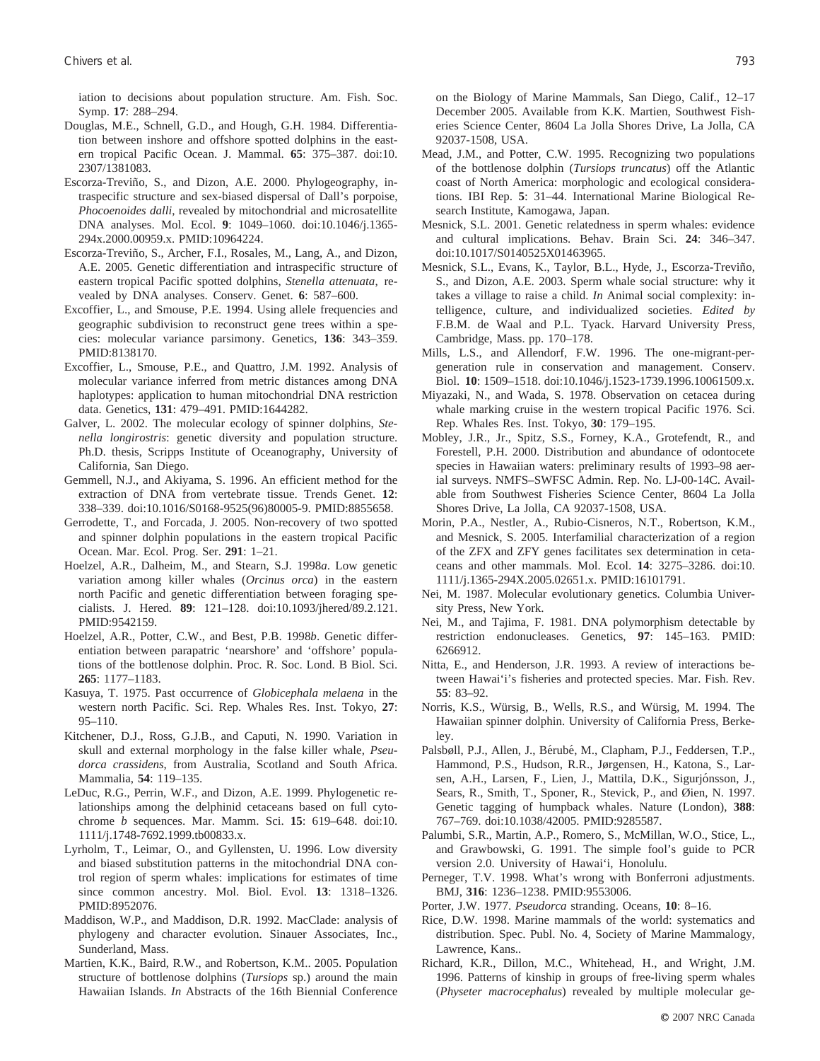iation to decisions about population structure. Am. Fish. Soc. Symp. **17**: 288–294.

Douglas, M.E., Schnell, G.D., and Hough, G.H. 1984. Differentiation between inshore and offshore spotted dolphins in the eastern tropical Pacific Ocean. J. Mammal. **65**: 375–387. doi:10.2307/1381083.

Escorza-Treviño, S., and Dizon, A.E. 2000. Phylogeography, intraspecific structure and sex-biased dispersal of Dall's porpoise, *Phocoenoides dalli*, revealed by mitochondrial and microsatellite DNA analyses. Mol. Ecol. **9**: 1049–1060. doi:10.1046/j.1365-294x.2000.00959.x. PMID:10964224.

Escorza-Treviño, S., Archer, F.I., Rosales, M., Lang, A., and Dizon, A.E. 2005. Genetic differentiation and intraspecific structure of eastern tropical Pacific spotted dolphins, *Stenella attenuata*, revealed by DNA analyses. Conserv. Genet. **6**: 587–600.

Excoffier, L., and Smouse, P.E. 1994. Using allele frequencies and geographic subdivision to reconstruct gene trees within a species: molecular variance parsimony. Genetics, **136**: 343–359. PMID:8138170.

Excoffier, L., Smouse, P.E., and Quattro, J.M. 1992. Analysis of molecular variance inferred from metric distances among DNA haplotypes: application to human mitochondrial DNA restriction data. Genetics, **131**: 479–491. PMID:1644282.

Galver, L. 2002. The molecular ecology of spinner dolphins, *Stenella longirostris*: genetic diversity and population structure. Ph.D. thesis, Scripps Institute of Oceanography, University of California, San Diego.

Gemmell, N.J., and Akiyama, S. 1996. An efficient method for the extraction of DNA from vertebrate tissue. Trends Genet. **12**: 338–339. doi:10.1016/S0168-9525(96)80005-9. PMID:8855658.

Gerrodette, T., and Forcada, J. 2005. Non-recovery of two spotted and spinner dolphin populations in the eastern tropical Pacific Ocean. Mar. Ecol. Prog. Ser. **291**: 1–21.

Hoelzel, A.R., Dalheim, M., and Stearn, S.J. 1998*a*. Low genetic variation among killer whales (*Orcinus orca*) in the eastern north Pacific and genetic differentiation between foraging specialists. J. Hered. **89**: 121–128. doi:10.1093/jhered/89.2.121. PMID:9542159.

Hoelzel, A.R., Potter, C.W., and Best, P.B. 1998*b*. Genetic differentiation between parapatric 'nearshore' and 'offshore' populations of the bottlenose dolphin. Proc. R. Soc. Lond. B Biol. Sci. **265**: 1177–1183.

Kasuya, T. 1975. Past occurrence of *Globicephala melaena* in the western north Pacific. Sci. Rep. Whales Res. Inst. Tokyo, **27**: 95–110.

Kitchener, D.J., Ross, G.J.B., and Caputi, N. 1990. Variation in skull and external morphology in the false killer whale, *Pseudorca crassidens*, from Australia, Scotland and South Africa. Mammalia, **54**: 119–135.

LeDuc, R.G., Perrin, W.F., and Dizon, A.E. 1999. Phylogenetic relationships among the delphinid cetaceans based on full cytochrome *b* sequences. Mar. Mamm. Sci. **15**: 619–648. doi:10.1111/j.1748-7692.1999.tb00833.x.

Lyrholm, T., Leimar, O., and Gyllensten, U. 1996. Low diversity and biased substitution patterns in the mitochondrial DNA control region of sperm whales: implications for estimates of time since common ancestry. Mol. Biol. Evol. **13**: 1318–1326. PMID:8952076.

Maddison, W.P., and Maddison, D.R. 1992. MacClade: analysis of phylogeny and character evolution. Sinauer Associates, Inc., Sunderland, Mass.

Martien, K.K., Baird, R.W., and Robertson, K.M.. 2005. Population structure of bottlenose dolphins (*Tursiops* sp.) around the main Hawaiian Islands. *In* Abstracts of the 16th Biennial Conference on the Biology of Marine Mammals, San Diego, Calif., 12–17 December 2005. Available from K.K. Martien, Southwest Fisheries Science Center, 8604 La Jolla Shores Drive, La Jolla, CA 92037-1508, USA.

Mead, J.M., and Potter, C.W. 1995. Recognizing two populations of the bottlenose dolphin (*Tursiops truncatus*) off the Atlantic coast of North America: morphologic and ecological considerations. IBI Rep. **5**: 31–44. International Marine Biological Research Institute, Kamogawa, Japan.

Mesnick, S.L. 2001. Genetic relatedness in sperm whales: evidence and cultural implications. Behav. Brain Sci. **24**: 346–347. doi:10.1017/S0140525X01463965.

Mesnick, S.L., Evans, K., Taylor, B.L., Hyde, J., Escorza-Treviño, S., and Dizon, A.E. 2003. Sperm whale social structure: why it takes a village to raise a child. *In* Animal social complexity: intelligence, culture, and individualized societies. *Edited by* F.B.M. de Waal and P.L. Tyack. Harvard University Press, Cambridge, Mass. pp. 170–178.

Mills, L.S., and Allendorf, F.W. 1996. The one-migrant-per-generation rule in conservation and management. Conserv. Biol. **10**: 1509–1518. doi:10.1046/j.1523-1739.1996.10061509.x.

Miyazaki, N., and Wada, S. 1978. Observation on cetacea during whale marking cruise in the western tropical Pacific 1976. Sci. Rep. Whales Res. Inst. Tokyo, **30**: 179–195.

Mobley, J.R., Jr., Spitz, S.S., Forney, K.A., Grotefendt, R., and Forestell, P.H. 2000. Distribution and abundance of odontocete species in Hawaiian waters: preliminary results of 1993–98 aerial surveys. NMFS–SWFSC Admin. Rep. No. LJ-00-14C. Available from Southwest Fisheries Science Center, 8604 La Jolla Shores Drive, La Jolla, CA 92037-1508, USA.

Morin, P.A., Nestler, A., Rubio-Cisneros, N.T., Robertson, K.M., and Mesnick, S. 2005. Interfamilial characterization of a region of the ZFX and ZFY genes facilitates sex determination in cetaceans and other mammals. Mol. Ecol. **14**: 3275–3286. doi:10.1111/j.1365-294X.2005.02651.x. PMID:16101791.

Nei, M. 1987. Molecular evolutionary genetics. Columbia University Press, New York.

Nei, M., and Tajima, F. 1981. DNA polymorphism detectable by restriction endonucleases. Genetics, **97**: 145–163. PMID:6266912.

Nitta, E., and Henderson, J.R. 1993. A review of interactions between Hawai'i's fisheries and protected species. Mar. Fish. Rev. **55**: 83–92.

Norris, K.S., Würsig, B., Wells, R.S., and Würsig, M. 1994. The Hawaiian spinner dolphin. University of California Press, Berkeley.

Palsbøll, P.J., Allen, J., Bérubé, M., Clapham, P.J., Feddersen, T.P., Hammond, P.S., Hudson, R.R., Jørgensen, H., Katona, S., Larsen, A.H., Larsen, F., Lien, J., Mattila, D.K., Sigurjónsson, J., Sears, R., Smith, T., Sponer, R., Stevick, P., and Øien, N. 1997. Genetic tagging of humpback whales. Nature (London), **388**: 767–769. doi:10.1038/42005. PMID:9285587.

Palumbi, S.R., Martin, A.P., Romero, S., McMillan, W.O., Stice, L., and Grawbowski, G. 1991. The simple fool's guide to PCR version 2.0. University of Hawai'i, Honolulu.

Perneger, T.V. 1998. What's wrong with Bonferroni adjustments. BMJ, **316**: 1236–1238. PMID:9553006.

Porter, J.W. 1977. *Pseudorca* stranding. Oceans, **10**: 8–16.

Rice, D.W. 1998. Marine mammals of the world: systematics and distribution. Spec. Publ. No. 4, Society of Marine Mammalogy, Lawrence, Kans..

Richard, K.R., Dillon, M.C., Whitehead, H., and Wright, J.M. 1996. Patterns of kinship in groups of free-living sperm whales (*Physeter macrocephalus*) revealed by multiple molecular ge-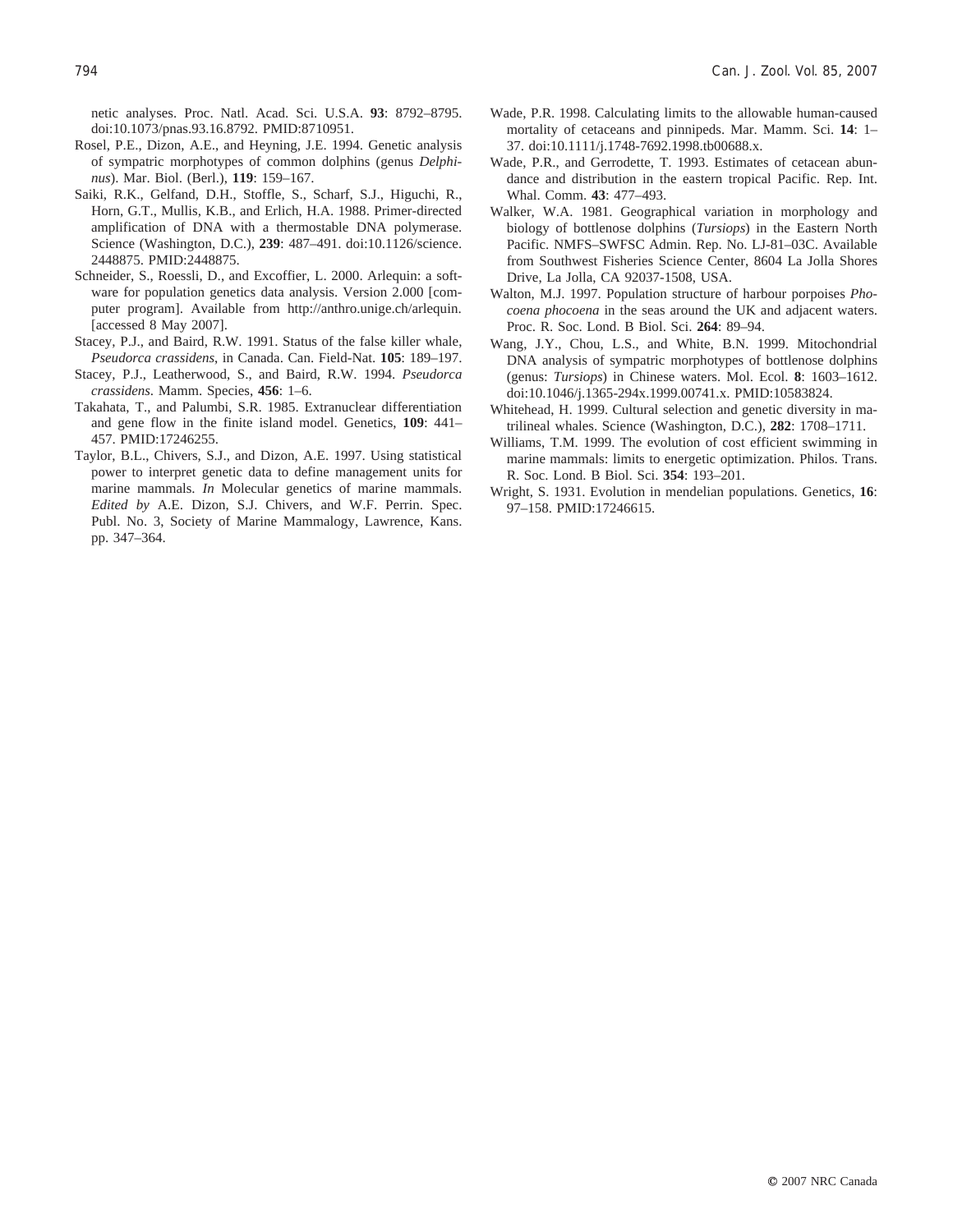netic analyses. Proc. Natl. Acad. Sci. U.S.A. **93**: 8792–8795. doi:10.1073/pnas.93.16.8792. PMID:8710951.

Rosel, P.E., Dizon, A.E., and Heyning, J.E. 1994. Genetic analysis of sympatric morphotypes of common dolphins (genus *Delphinus*). Mar. Biol. (Berl.), **119**: 159–167.

Saiki, R.K., Gelfand, D.H., Stoffle, S., Scharf, S.J., Higuchi, R., Horn, G.T., Mullis, K.B., and Erlich, H.A. 1988. Primer-directed amplification of DNA with a thermostable DNA polymerase. Science (Washington, D.C.), **239**: 487–491. doi:10.1126/science.2448875. PMID:2448875.

Schneider, S., Roessli, D., and Excoffier, L. 2000. Arlequin: a software for population genetics data analysis. Version 2.000 [computer program]. Available from http://anthro.unige.ch/arlequin. [accessed 8 May 2007].

Stacey, P.J., and Baird, R.W. 1991. Status of the false killer whale, *Pseudorca crassidens*, in Canada. Can. Field-Nat. **105**: 189–197.

Stacey, P.J., Leatherwood, S., and Baird, R.W. 1994. *Pseudorca crassidens*. Mamm. Species, **456**: 1–6.

Takahata, T., and Palumbi, S.R. 1985. Extranuclear differentiation and gene flow in the finite island model. Genetics, **109**: 441–457. PMID:17246255.

Taylor, B.L., Chivers, S.J., and Dizon, A.E. 1997. Using statistical power to interpret genetic data to define management units for marine mammals. *In* Molecular genetics of marine mammals. *Edited by* A.E. Dizon, S.J. Chivers, and W.F. Perrin. Spec. Publ. No. 3, Society of Marine Mammalogy, Lawrence, Kans. pp. 347–364.

Wade, P.R. 1998. Calculating limits to the allowable human-caused mortality of cetaceans and pinnipeds. Mar. Mamm. Sci. **14**: 1–37. doi:10.1111/j.1748-7692.1998.tb00688.x.

Wade, P.R., and Gerrodette, T. 1993. Estimates of cetacean abundance and distribution in the eastern tropical Pacific. Rep. Int. Whal. Comm. **43**: 477–493.

Walker, W.A. 1981. Geographical variation in morphology and biology of bottlenose dolphins (*Tursiops*) in the Eastern North Pacific. NMFS–SWFSC Admin. Rep. No. LJ-81–03C. Available from Southwest Fisheries Science Center, 8604 La Jolla Shores Drive, La Jolla, CA 92037-1508, USA.

Walton, M.J. 1997. Population structure of harbour porpoises *Phocoena phocoena* in the seas around the UK and adjacent waters. Proc. R. Soc. Lond. B Biol. Sci. **264**: 89–94.

Wang, J.Y., Chou, L.S., and White, B.N. 1999. Mitochondrial DNA analysis of sympatric morphotypes of bottlenose dolphins (genus: *Tursiops*) in Chinese waters. Mol. Ecol. **8**: 1603–1612. doi:10.1046/j.1365-294x.1999.00741.x. PMID:10583824.

Whitehead, H. 1999. Cultural selection and genetic diversity in matrilineal whales. Science (Washington, D.C.), **282**: 1708–1711.

Williams, T.M. 1999. The evolution of cost efficient swimming in marine mammals: limits to energetic optimization. Philos. Trans. R. Soc. Lond. B Biol. Sci. **354**: 193–201.

Wright, S. 1931. Evolution in mendelian populations. Genetics, **16**: 97–158. PMID:17246615.